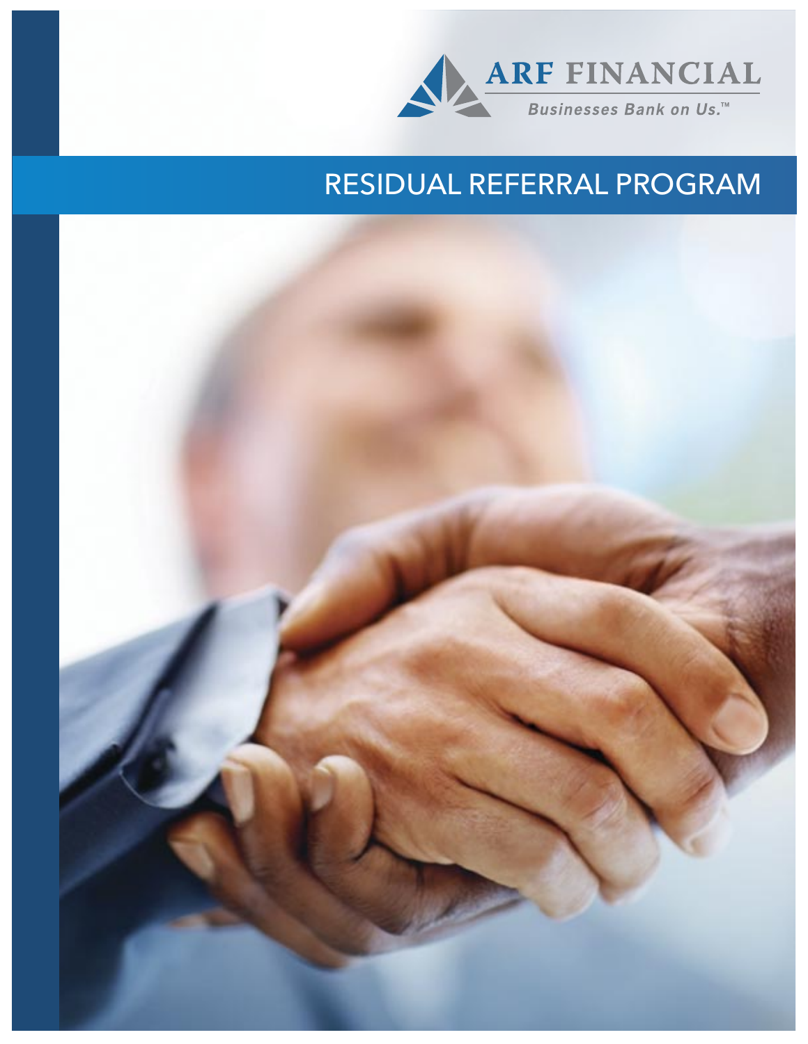ARF FINANCIAL

*Businesses Bank on Us.™*

# RESIDUAL REFERRAL PROGRAM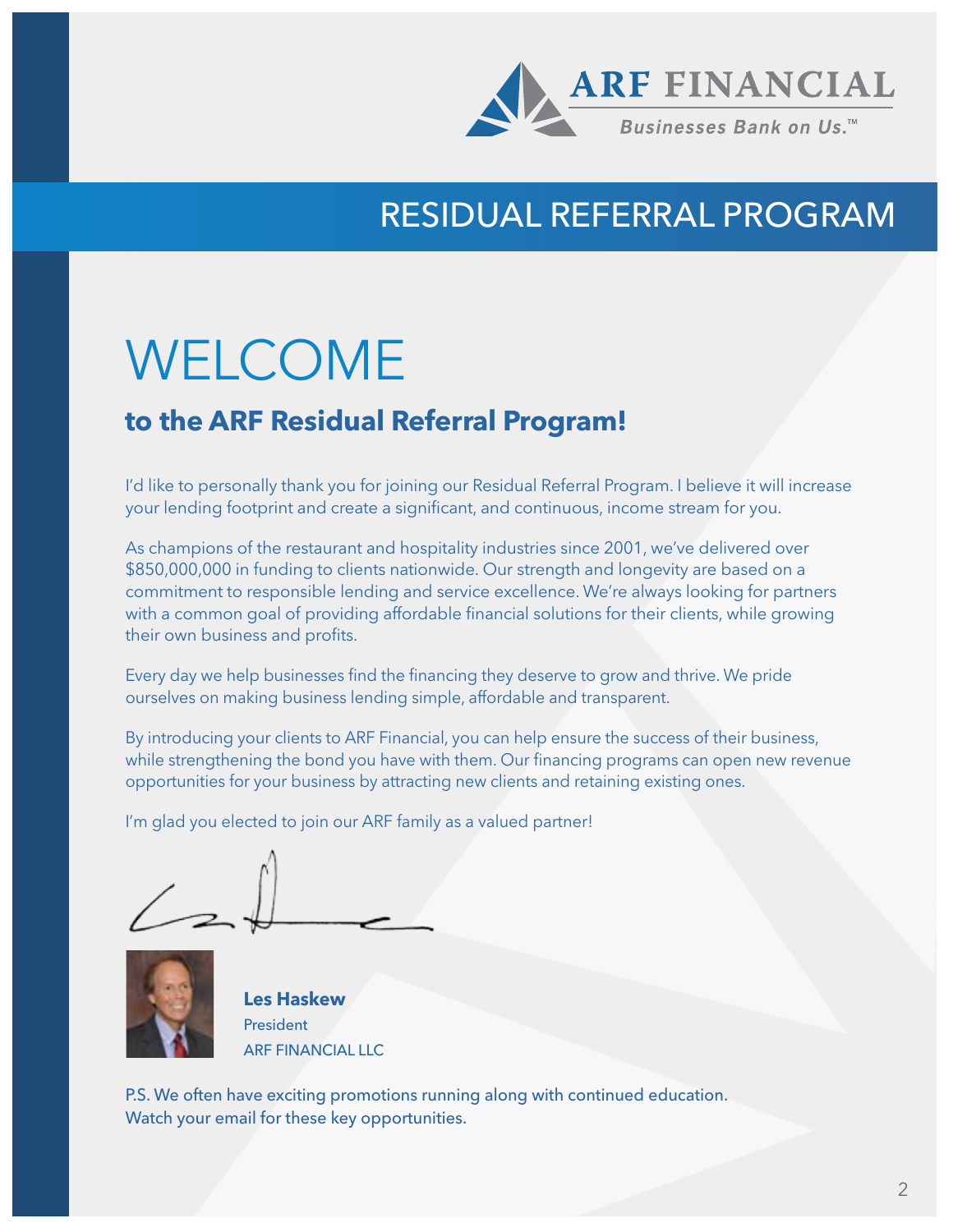ARF FINANCIAL

Businesses Bank on Us.™

# RESIDUAL REFERRAL PROGRAM

# WELCOME

## to the ARF Residual Referral Program!

I'd like to personally thank you for joining our Residual Referral Program. I believe it will increase your lending footprint and create a significant, and continuous, income stream for you.

As champions of the restaurant and hospitality industries since 2001, we've delivered over $850,000,000 in funding to clients nationwide. Our strength and longevity are based on a commitment to responsible lending and service excellence. We're always looking for partners with a common goal of providing affordable financial solutions for their clients, while growing their own business and profits.

Every day we help businesses find the financing they deserve to grow and thrive. We pride ourselves on making business lending simple, affordable and transparent.

By introducing your clients to ARF Financial, you can help ensure the success of their business, while strengthening the bond you have with them. Our financing programs can open new revenue opportunities for your business by attracting new clients and retaining existing ones.

I'm glad you elected to join our ARF family as a valued partner!

**Les Haskew**
President
ARF FINANCIAL LLC

P.S. We often have exciting promotions running along with continued education. Watch your email for these key opportunities.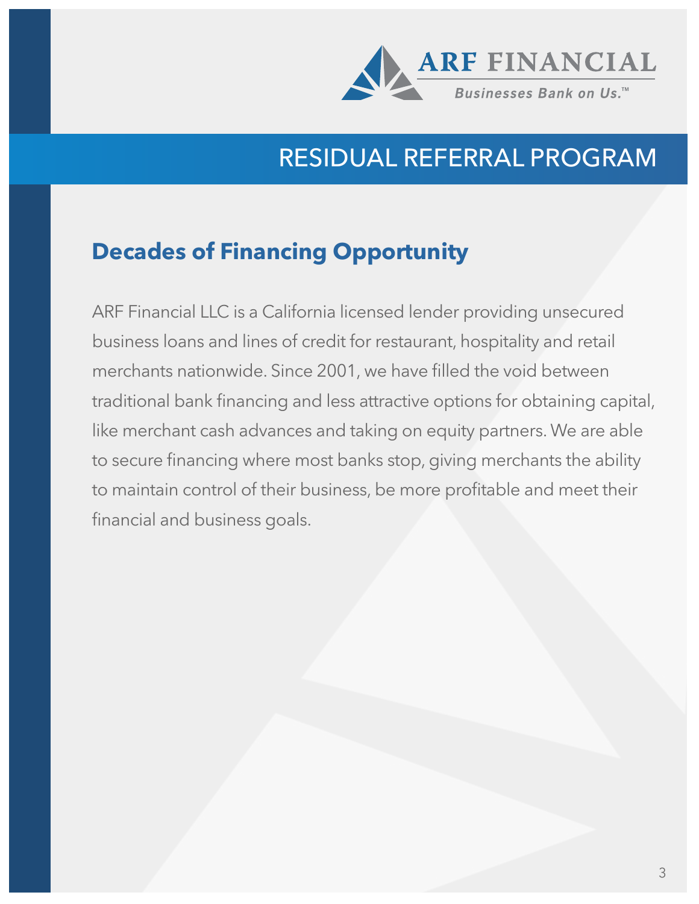ARF FINANCIAL

*Businesses Bank on Us.™*

# RESIDUAL REFERRAL PROGRAM

## Decades of Financing Opportunity

ARF Financial LLC is a California licensed lender providing unsecured business loans and lines of credit for restaurant, hospitality and retail merchants nationwide. Since 2001, we have filled the void between traditional bank financing and less attractive options for obtaining capital, like merchant cash advances and taking on equity partners. We are able to secure financing where most banks stop, giving merchants the ability to maintain control of their business, be more profitable and meet their financial and business goals.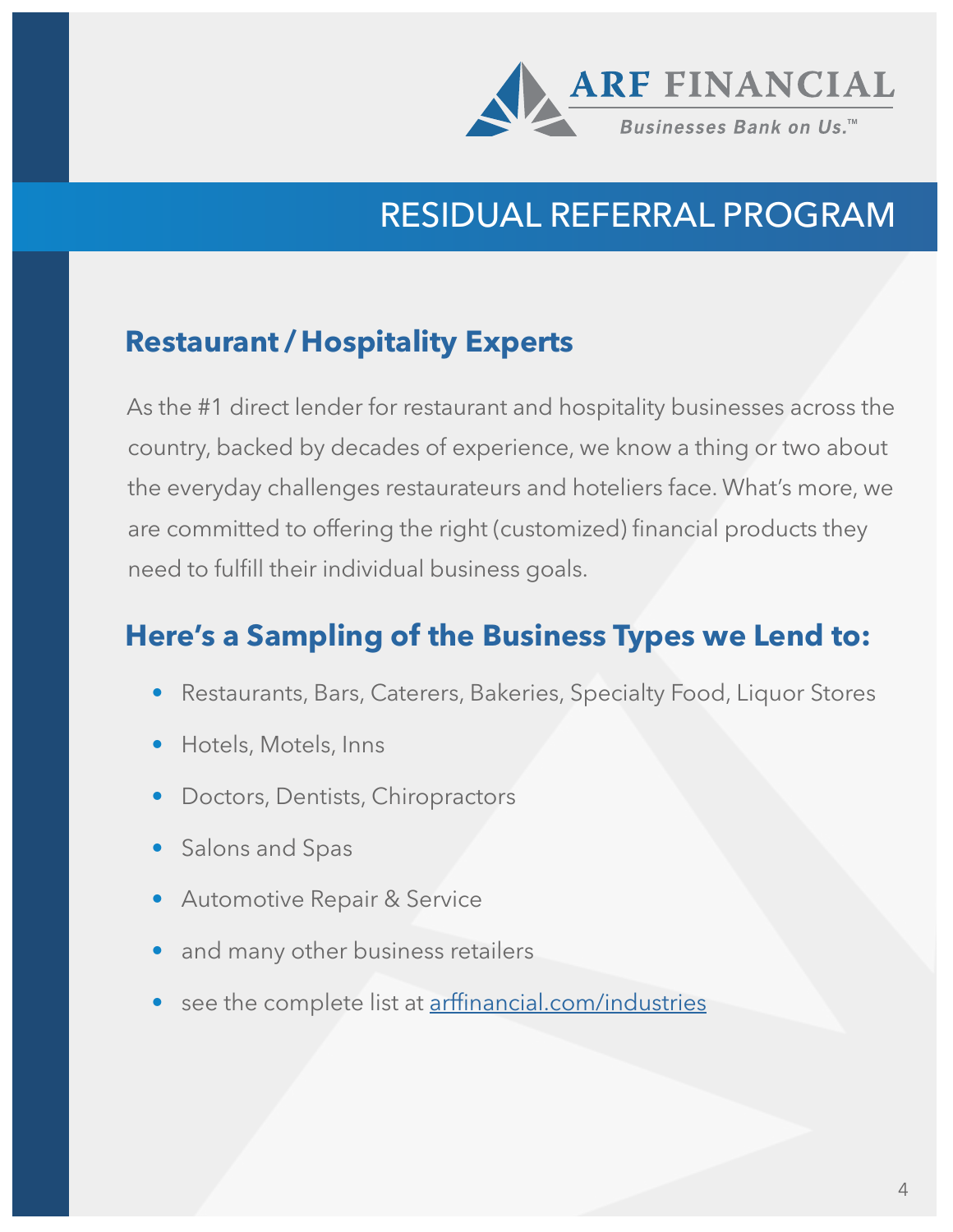ARF FINANCIAL

Businesses Bank on Us.™

# RESIDUAL REFERRAL PROGRAM

## Restaurant / Hospitality Experts

As the #1 direct lender for restaurant and hospitality businesses across the country, backed by decades of experience, we know a thing or two about the everyday challenges restaurateurs and hoteliers face. What's more, we are committed to offering the right (customized) financial products they need to fulfill their individual business goals.

## Here's a Sampling of the Business Types we Lend to:

- Restaurants, Bars, Caterers, Bakeries, Specialty Food, Liquor Stores
- Hotels, Motels, Inns
- Doctors, Dentists, Chiropractors
- Salons and Spas
- Automotive Repair & Service
- and many other business retailers
- see the complete list at [arffinancial.com/industries](arffinancial.com/industries)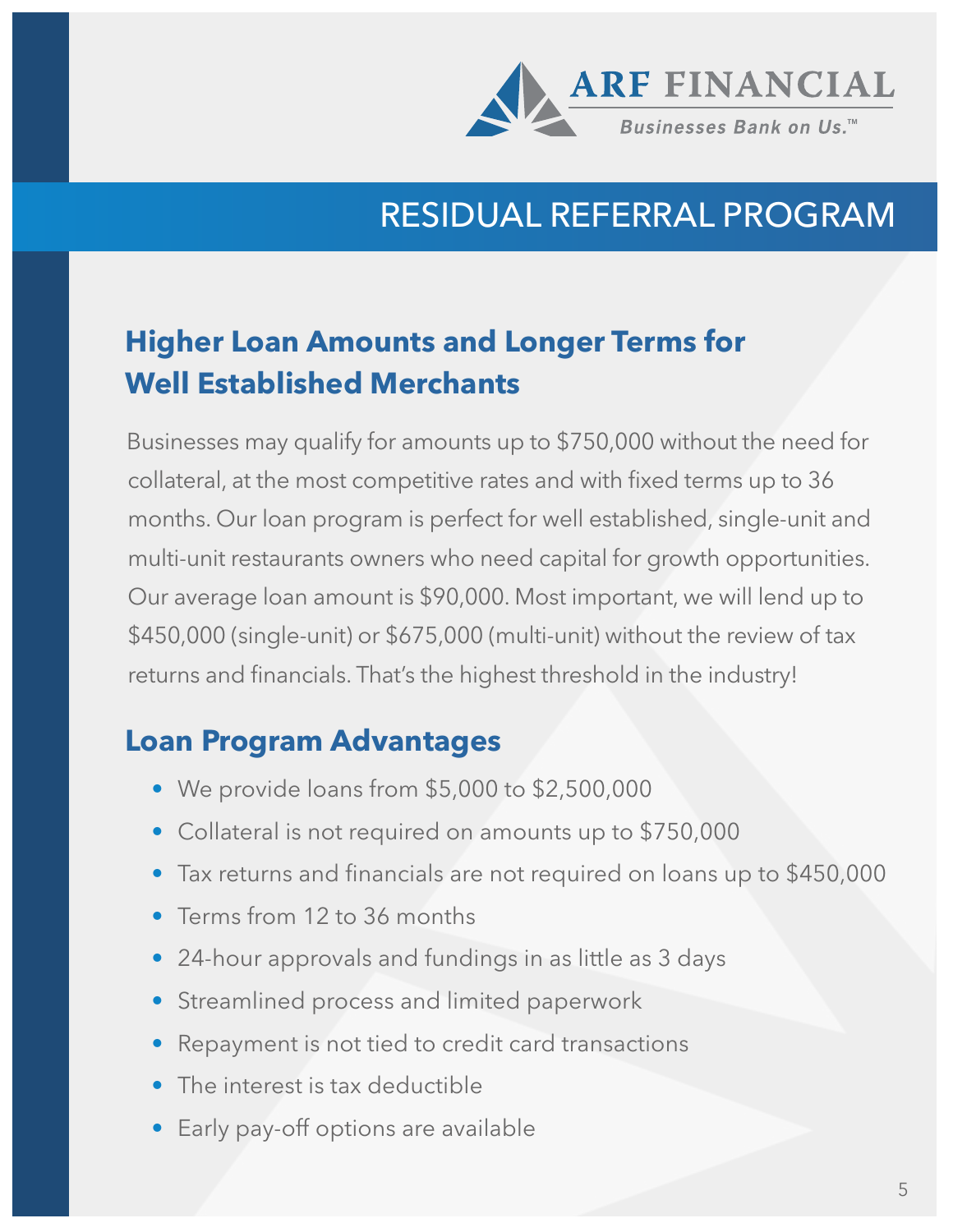ARF FINANCIAL

*Businesses Bank on Us.™*

# RESIDUAL REFERRAL PROGRAM

## Higher Loan Amounts and Longer Terms for Well Established Merchants

Businesses may qualify for amounts up to $750,000 without the need for collateral, at the most competitive rates and with fixed terms up to 36 months. Our loan program is perfect for well established, single-unit and multi-unit restaurants owners who need capital for growth opportunities. Our average loan amount is $90,000. Most important, we will lend up to $450,000 (single-unit) or $675,000 (multi-unit) without the review of tax returns and financials. That's the highest threshold in the industry!

## Loan Program Advantages

- We provide loans from $5,000 to $2,500,000
- Collateral is not required on amounts up to $750,000
- Tax returns and financials are not required on loans up to $450,000
- Terms from 12 to 36 months
- 24-hour approvals and fundings in as little as 3 days
- Streamlined process and limited paperwork
- Repayment is not tied to credit card transactions
- The interest is tax deductible
- Early pay-off options are available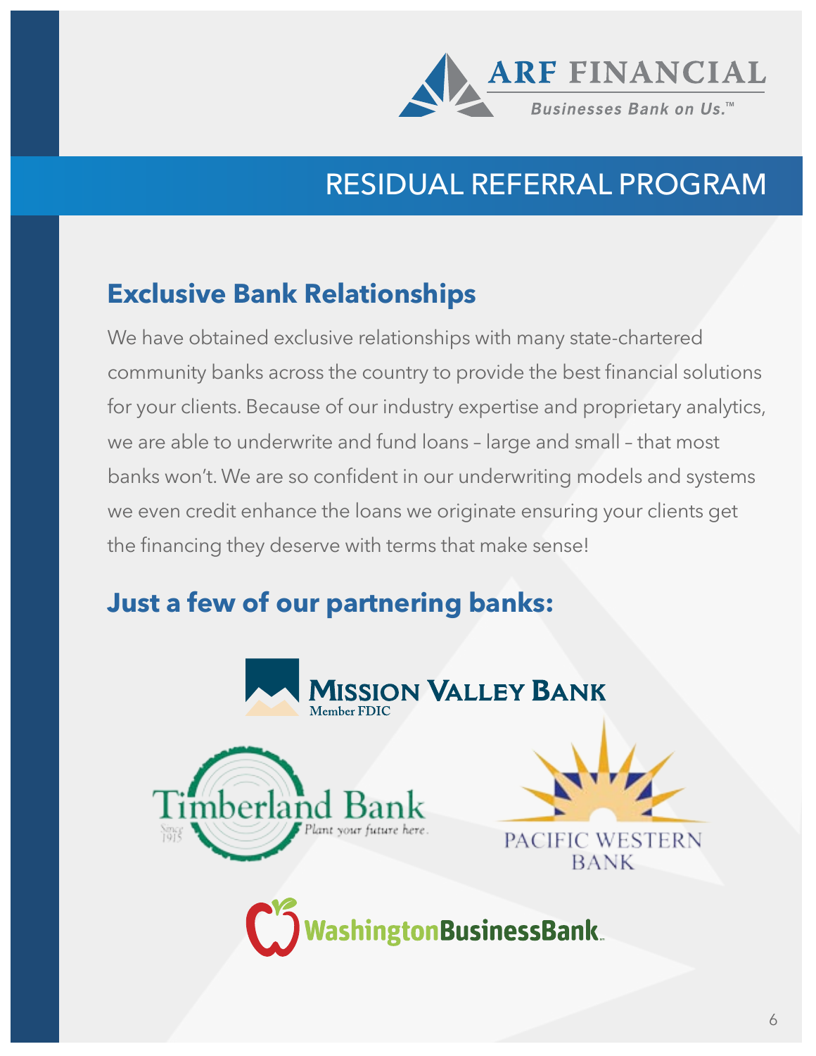# RESIDUAL REFERRAL PROGRAM

## Exclusive Bank Relationships

We have obtained exclusive relationships with many state-chartered community banks across the country to provide the best financial solutions for your clients. Because of our industry expertise and proprietary analytics, we are able to underwrite and fund loans – large and small – that most banks won't. We are so confident in our underwriting models and systems we even credit enhance the loans we originate ensuring your clients get the financing they deserve with terms that make sense!

## Just a few of our partnering banks:

Mission Valley Bank

Timberland Bank

Pacific Western Bank

Washington Business Bank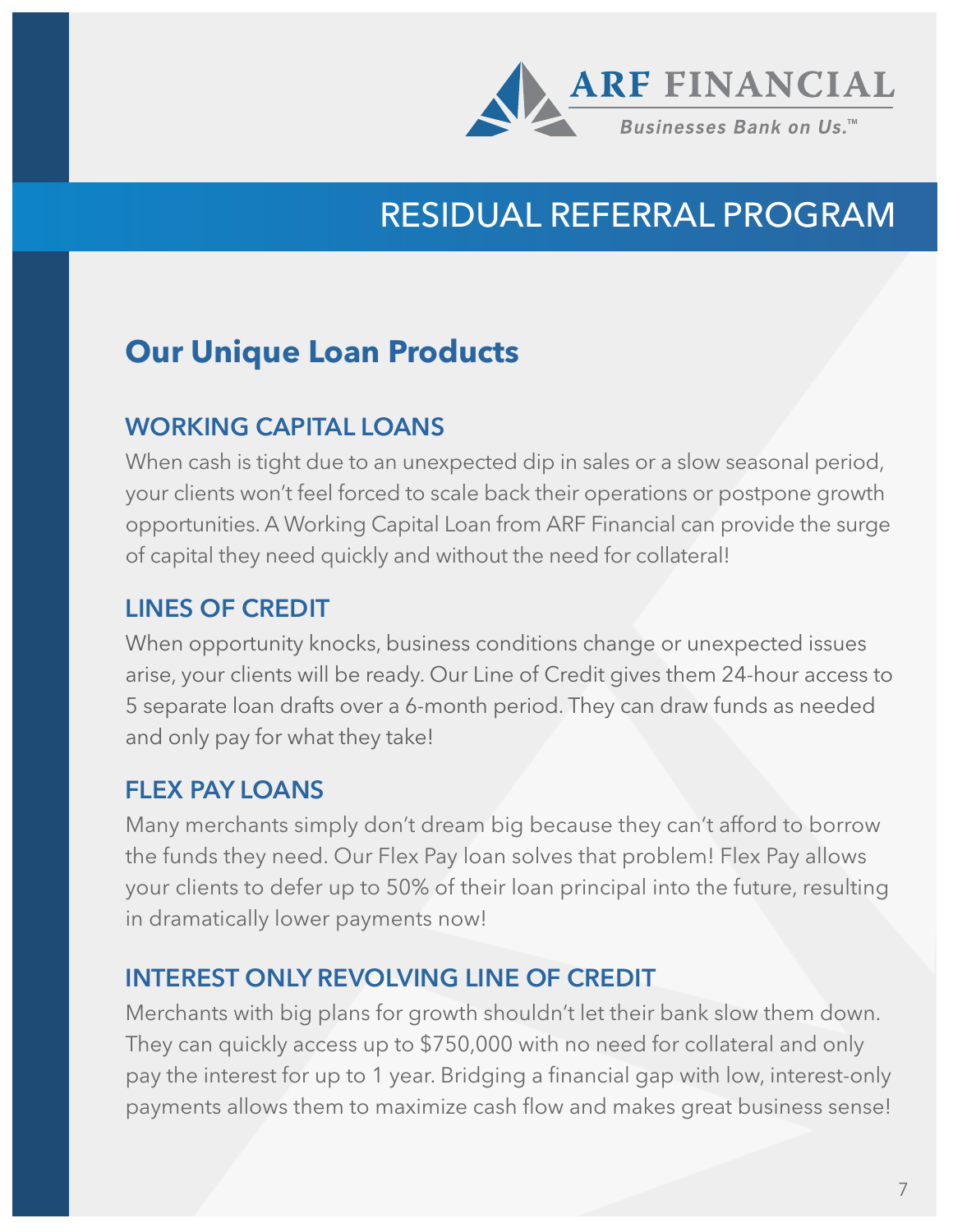ARF FINANCIAL

*Businesses Bank on Us.™*

# RESIDUAL REFERRAL PROGRAM

## Our Unique Loan Products

### WORKING CAPITAL LOANS

When cash is tight due to an unexpected dip in sales or a slow seasonal period, your clients won't feel forced to scale back their operations or postpone growth opportunities. A Working Capital Loan from ARF Financial can provide the surge of capital they need quickly and without the need for collateral!

### LINES OF CREDIT

When opportunity knocks, business conditions change or unexpected issues arise, your clients will be ready. Our Line of Credit gives them 24-hour access to 5 separate loan drafts over a 6-month period. They can draw funds as needed and only pay for what they take!

### FLEX PAY LOANS

Many merchants simply don't dream big because they can't afford to borrow the funds they need. Our Flex Pay loan solves that problem! Flex Pay allows your clients to defer up to 50% of their loan principal into the future, resulting in dramatically lower payments now!

### INTEREST ONLY REVOLVING LINE OF CREDIT

Merchants with big plans for growth shouldn't let their bank slow them down. They can quickly access up to $750,000 with no need for collateral and only pay the interest for up to 1 year. Bridging a financial gap with low, interest-only payments allows them to maximize cash flow and makes great business sense!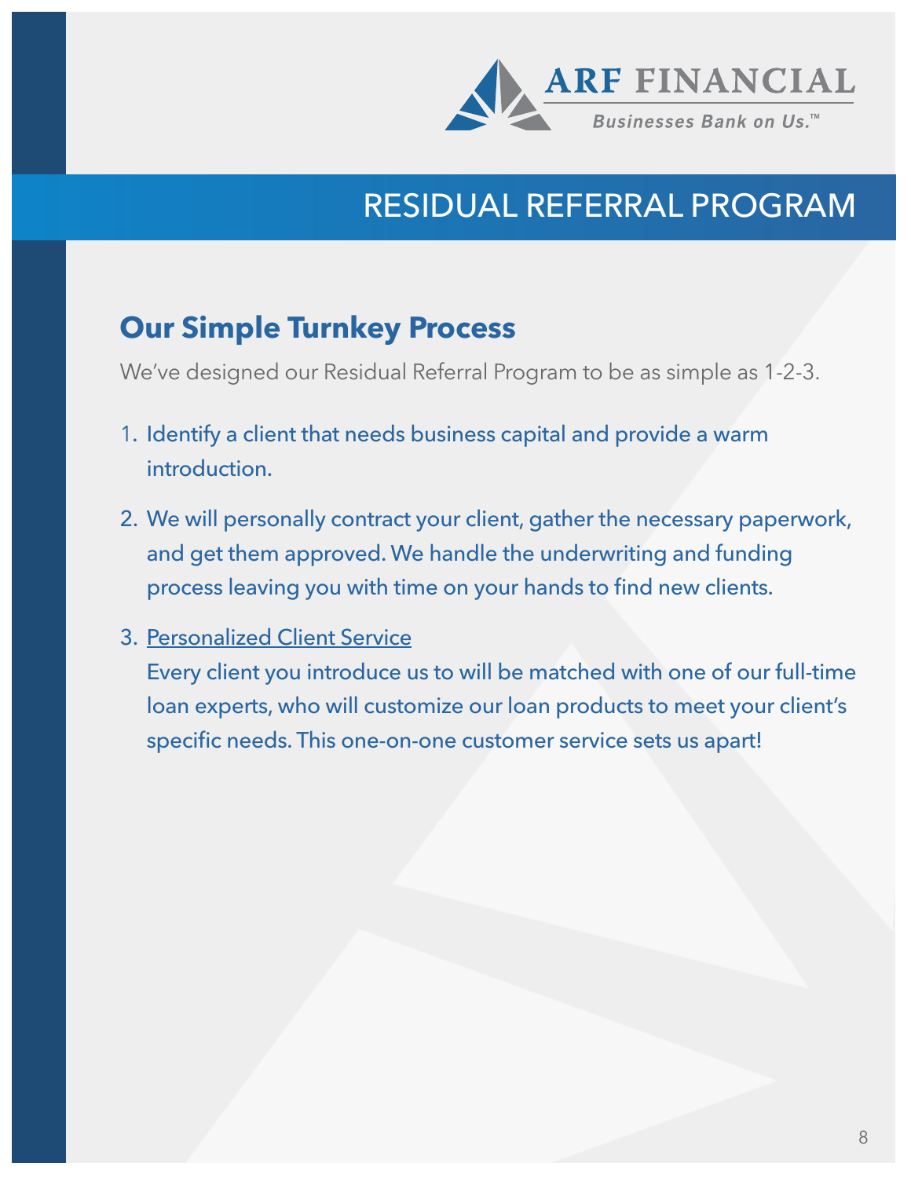ARF FINANCIAL

*Businesses Bank on Us.™*

# RESIDUAL REFERRAL PROGRAM

## Our Simple Turnkey Process

We've designed our Residual Referral Program to be as simple as 1-2-3.

1. Identify a client that needs business capital and provide a warm introduction.
2. We will personally contract your client, gather the necessary paperwork, and get them approved. We handle the underwriting and funding process leaving you with time on your hands to find new clients.
3. Personalized Client Service

   Every client you introduce us to will be matched with one of our full-time loan experts, who will customize our loan products to meet your client's specific needs. This one-on-one customer service sets us apart!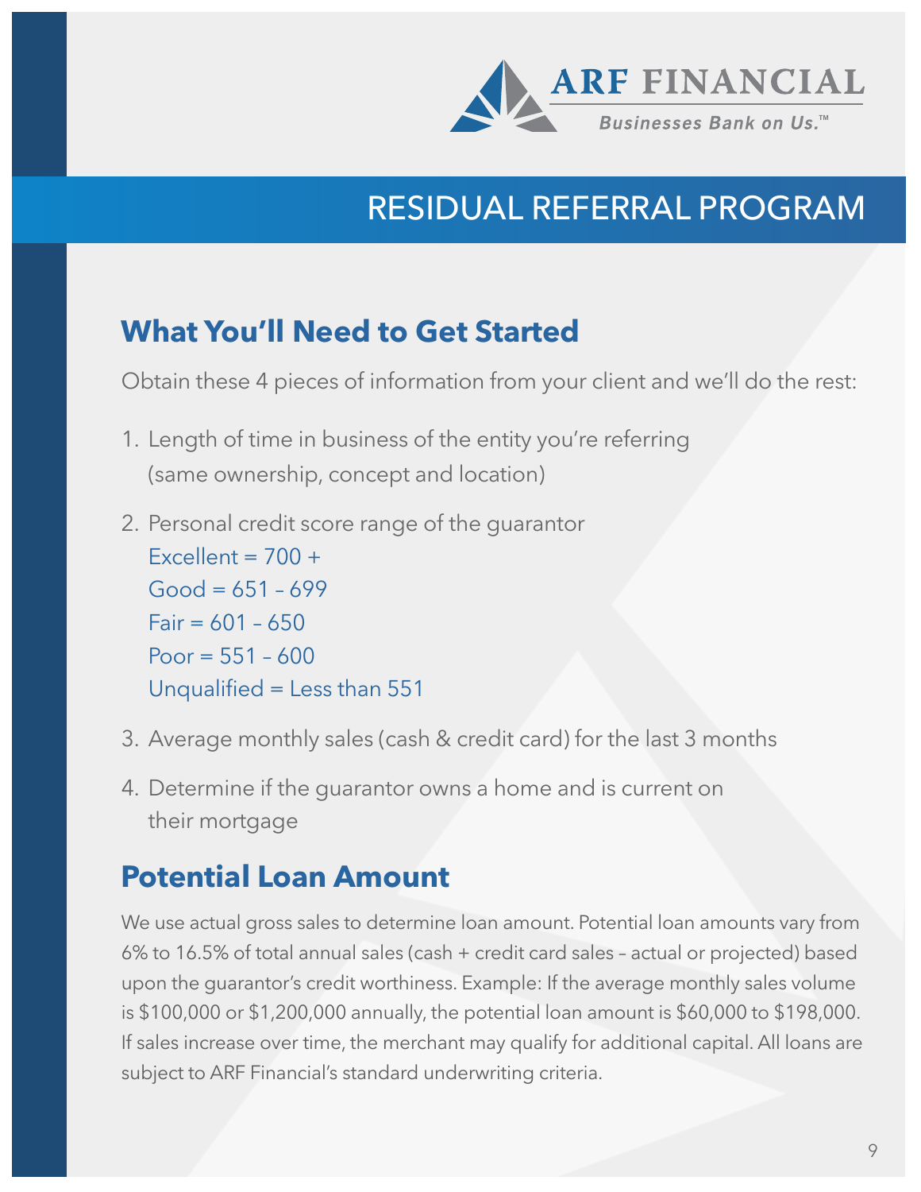ARF FINANCIAL

Businesses Bank on Us.™

# RESIDUAL REFERRAL PROGRAM

## What You'll Need to Get Started

Obtain these 4 pieces of information from your client and we'll do the rest:

1. Length of time in business of the entity you're referring (same ownership, concept and location)
2. Personal credit score range of the guarantor
   Excellent = 700 +
   Good = 651 – 699
   Fair = 601 – 650
   Poor = 551 – 600
   Unqualified = Less than 551
3. Average monthly sales (cash & credit card) for the last 3 months
4. Determine if the guarantor owns a home and is current on their mortgage

## Potential Loan Amount

We use actual gross sales to determine loan amount. Potential loan amounts vary from 6% to 16.5% of total annual sales (cash + credit card sales – actual or projected) based upon the guarantor's credit worthiness. Example: If the average monthly sales volume is $100,000 or $1,200,000 annually, the potential loan amount is $60,000 to $198,000. If sales increase over time, the merchant may qualify for additional capital. All loans are subject to ARF Financial's standard underwriting criteria.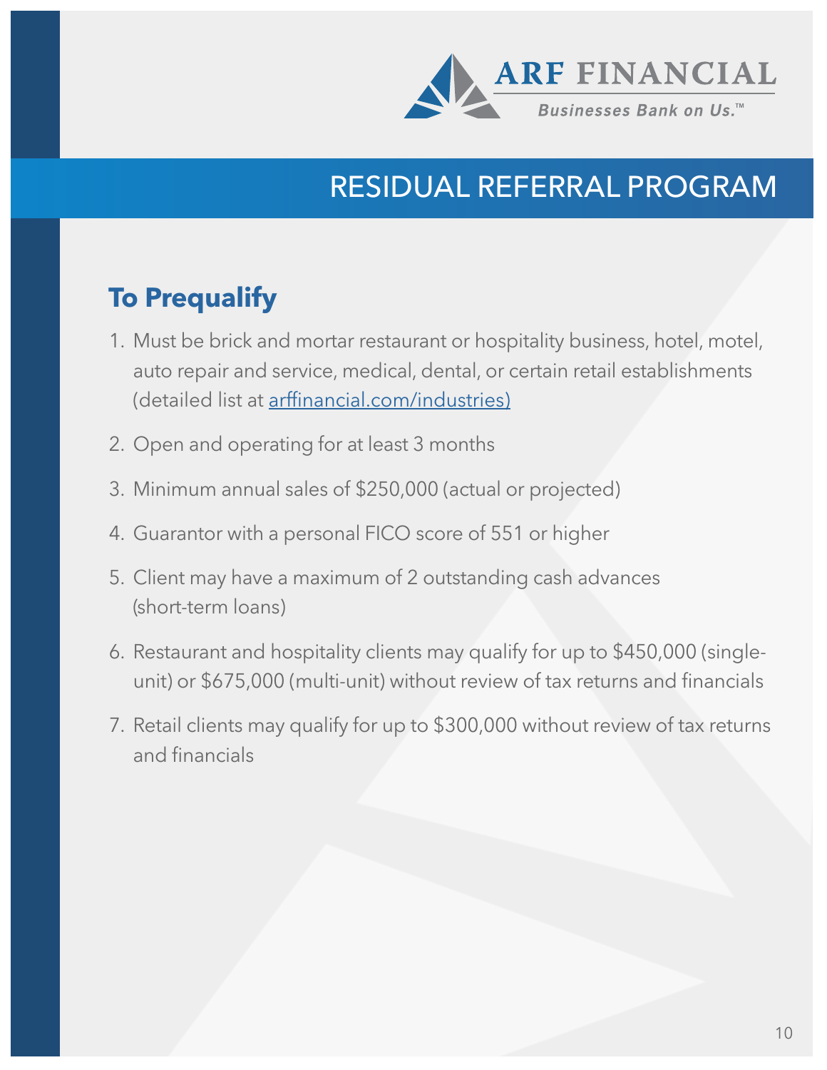ARF FINANCIAL

*Businesses Bank on Us.™*

# RESIDUAL REFERRAL PROGRAM

## To Prequalify

1. Must be brick and mortar restaurant or hospitality business, hotel, motel, auto repair and service, medical, dental, or certain retail establishments (detailed list at arffinancial.com/industries)
2. Open and operating for at least 3 months
3. Minimum annual sales of $250,000 (actual or projected)
4. Guarantor with a personal FICO score of 551 or higher
5. Client may have a maximum of 2 outstanding cash advances (short-term loans)
6. Restaurant and hospitality clients may qualify for up to $450,000 (single-unit) or $675,000 (multi-unit) without review of tax returns and financials
7. Retail clients may qualify for up to $300,000 without review of tax returns and financials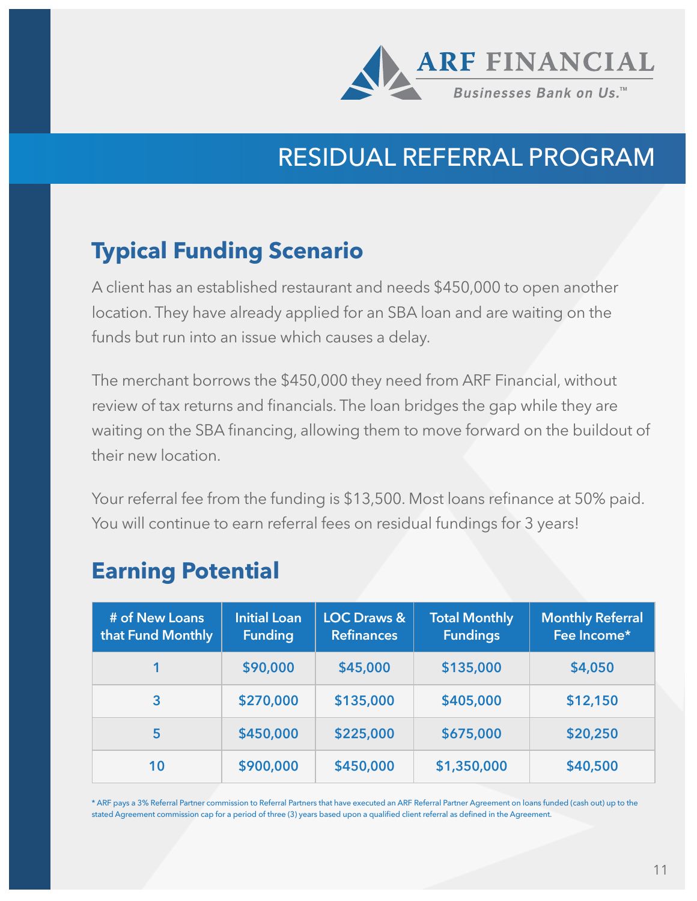ARF FINANCIAL

*Businesses Bank on Us.™*

# RESIDUAL REFERRAL PROGRAM

## Typical Funding Scenario

A client has an established restaurant and needs $450,000 to open another location. They have already applied for an SBA loan and are waiting on the funds but run into an issue which causes a delay.

The merchant borrows the $450,000 they need from ARF Financial, without review of tax returns and financials. The loan bridges the gap while they are waiting on the SBA financing, allowing them to move forward on the buildout of their new location.

Your referral fee from the funding is $13,500. Most loans refinance at 50% paid. You will continue to earn referral fees on residual fundings for 3 years!

## Earning Potential

| # of New Loans that Fund Monthly | Initial Loan Funding | LOC Draws & Refinances | Total Monthly Fundings | Monthly Referral Fee Income* |
|---|---|---|---|---|
| 1 | $90,000 | $45,000 | $135,000 | $4,050 |
| 3 | $270,000 | $135,000 | $405,000 | $12,150 |
| 5 | $450,000 | $225,000 | $675,000 | $20,250 |
| 10 | $900,000 | $450,000 | $1,350,000 | $40,500 |

* ARF pays a 3% Referral Partner commission to Referral Partners that have executed an ARF Referral Partner Agreement on loans funded (cash out) up to the stated Agreement commission cap for a period of three (3) years based upon a qualified client referral as defined in the Agreement.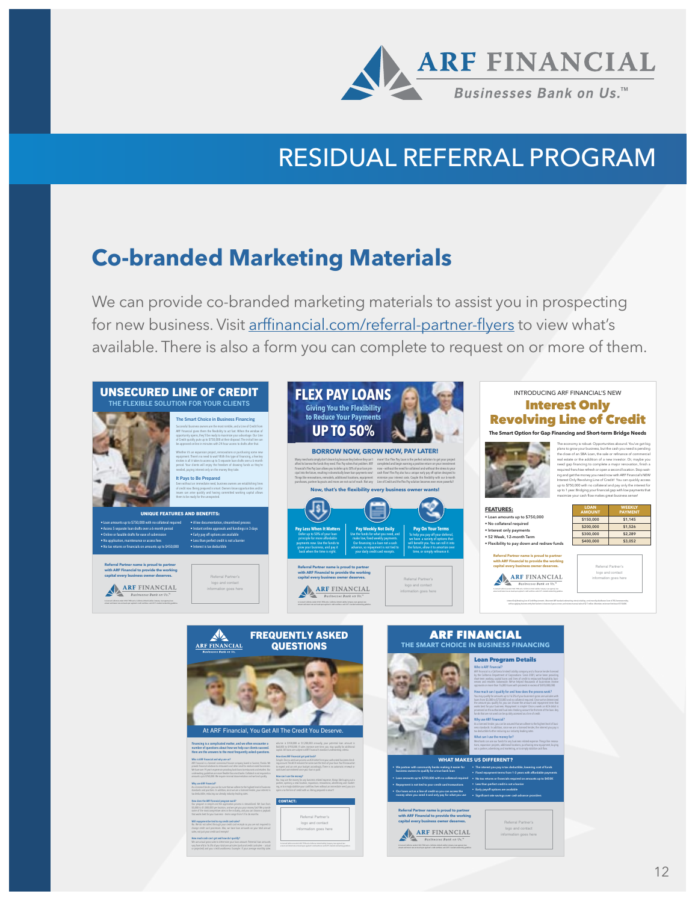# ARF FINANCIAL

*Businesses Bank on Us.™*

# RESIDUAL REFERRAL PROGRAM

## Co-branded Marketing Materials

We can provide co-branded marketing materials to assist you in prospecting for new business. Visit arffinancial.com/referral-partner-flyers to view what's available. There is also a form you can complete to request on or more of them.

### UNSECURED LINE OF CREDIT
THE FLEXIBLE SOLUTION FOR YOUR CLIENTS

### FLEX PAY LOANS
Giving You the Flexibility to Reduce Your Payments UP TO 50%

BORROW NOW, GROW NOW, PAY LATER!

Now, that's the flexibility every business owner wants!

Pay Less When It Matters | Pay Weekly Not Daily | Pay On Your Terms

INTRODUCING ARF FINANCIAL'S NEW

### Interest Only Revolving Line of Credit

The Smart Option for Gap Financing and Short-term Bridge Needs

FEATURES:
- Loan amounts up to $750,000
- No collateral required
- Interest only payments
- 52 Week, 12-month Term
- Flexibility to pay down and redraw funds

| LOAN AMOUNT | WEEKLY PAYMENT |
|---|---|
| $150,000 | $1,145 |
| $200,000 | $1,526 |
| $300,000 | $2,289 |
| $400,000 | $3,052 |

### FREQUENTLY ASKED QUESTIONS

At ARF Financial, You Get All The Credit You Deserve.

### ARF FINANCIAL
THE SMART CHOICE IN BUSINESS FINANCING

Loan Program Details

WHAT MAKES US DIFFERENT?

Referral Partner name is proud to partner with ARF Financial to provide the working capital every business owner deserves.

Referral Partner's logo and contact information goes here